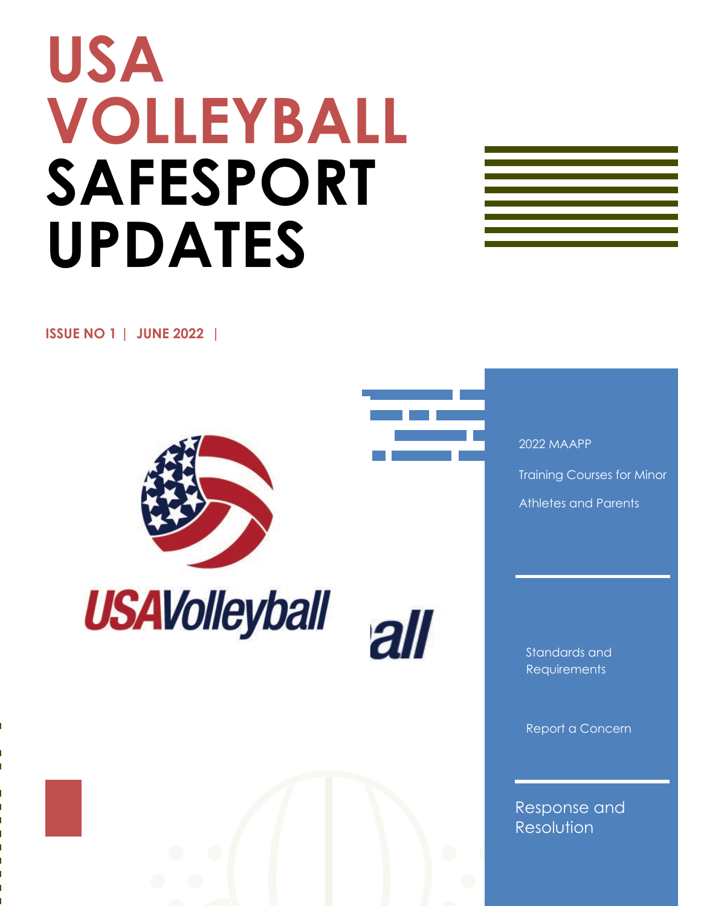# USA VOLLEYBALL SAFESPORT UPDATES

**ISSUE NO 1 | JUNE 2022 |**

2022 MAAPP

Training Courses for Minor Athletes and Parents

Standards and Requirements

Report a Concern

Response and Resolution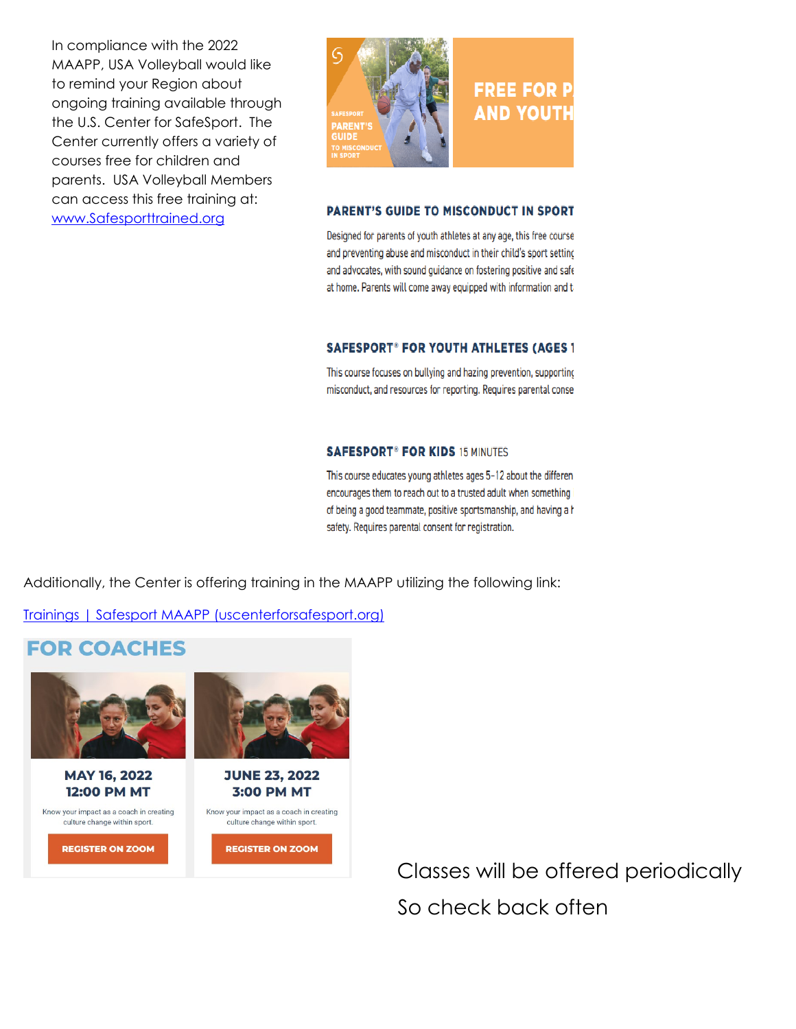In compliance with the 2022 MAAPP, USA Volleyball would like to remind your Region about ongoing training available through the U.S. Center for SafeSport. The Center currently offers a variety of courses free for children and parents. USA Volleyball Members can access this free training at: [www.Safesporttrained.org](http://www.Safesporttrained.org)

SAFESPORT PARENT'S GUIDE TO MISCONDUCT IN SPORT

FREE FOR P AND YOUTH

### PARENT'S GUIDE TO MISCONDUCT IN SPORT

Designed for parents of youth athletes at any age, this free course and preventing abuse and misconduct in their child's sport setting and advocates, with sound guidance on fostering positive and safe at home. Parents will come away equipped with information and t

### SAFESPORT® FOR YOUTH ATHLETES (AGES 1

This course focuses on bullying and hazing prevention, supporting misconduct, and resources for reporting. Requires parental conse

### SAFESPORT® FOR KIDS 15 MINUTES

This course educates young athletes ages 5-12 about the differen encourages them to reach out to a trusted adult when something of being a good teammate, positive sportsmanship, and having a h safety. Requires parental consent for registration.

Additionally, the Center is offering training in the MAAPP utilizing the following link:

[Trainings | Safesport MAAPP (uscenterforsafesport.org)](https://uscenterforsafesport.org)

## FOR COACHES

**MAY 16, 2022**
**12:00 PM MT**

Know your impact as a coach in creating culture change within sport.

REGISTER ON ZOOM

**JUNE 23, 2022**
**3:00 PM MT**

Know your impact as a coach in creating culture change within sport.

REGISTER ON ZOOM

Classes will be offered periodically

So check back often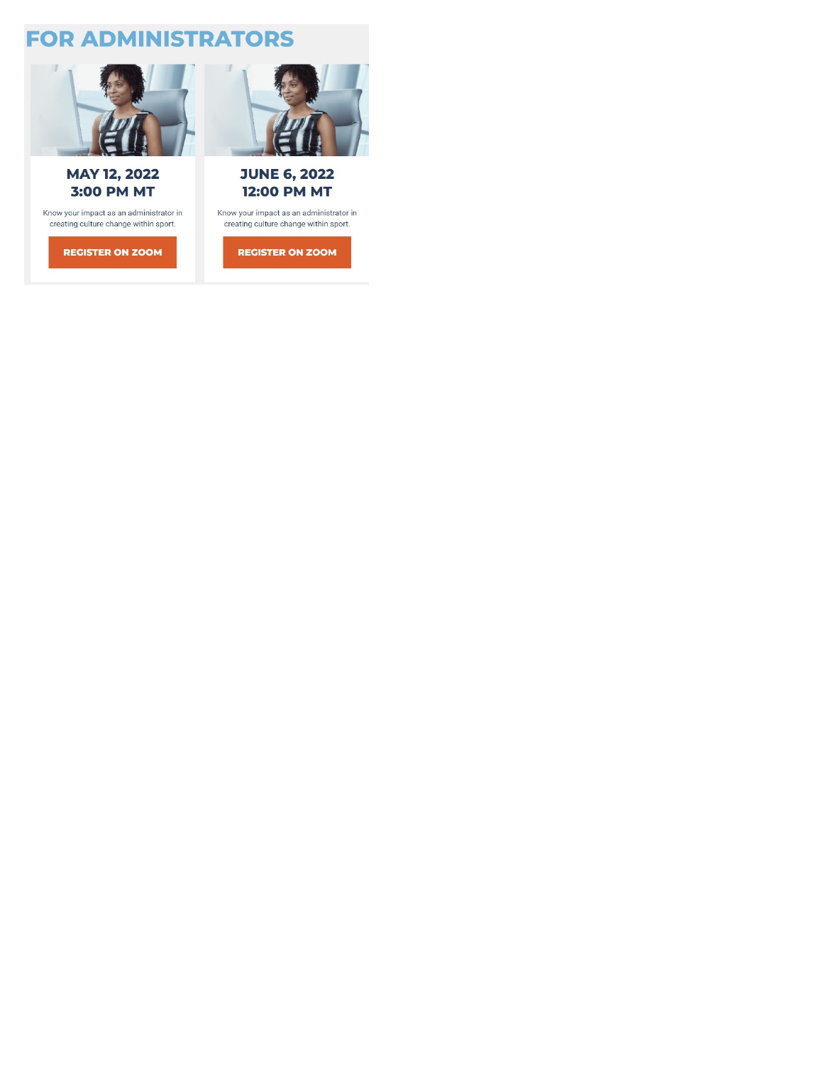# FOR ADMINISTRATORS

**MAY 12, 2022**
**3:00 PM MT**

Know your impact as an administrator in creating culture change within sport.

REGISTER ON ZOOM

**JUNE 6, 2022**
**12:00 PM MT**

Know your impact as an administrator in creating culture change within sport.

REGISTER ON ZOOM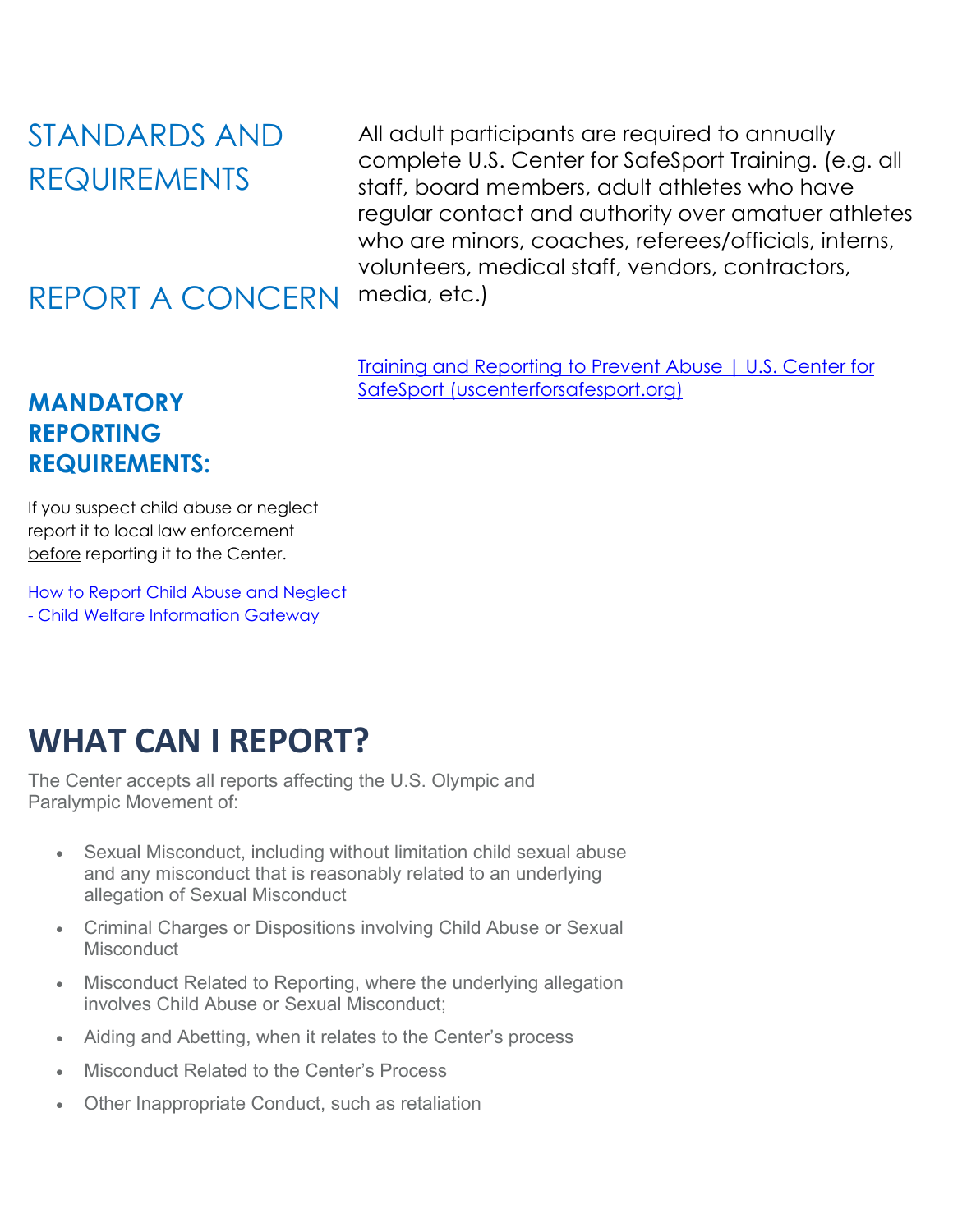## STANDARDS AND REQUIREMENTS

All adult participants are required to annually complete U.S. Center for SafeSport Training. (e.g. all staff, board members, adult athletes who have regular contact and authority over amatuer athletes who are minors, coaches, referees/officials, interns, volunteers, medical staff, vendors, contractors, media, etc.)

[Training and Reporting to Prevent Abuse | U.S. Center for SafeSport (uscenterforsafesport.org)]

## REPORT A CONCERN

### MANDATORY REPORTING REQUIREMENTS:

If you suspect child abuse or neglect report it to local law enforcement before reporting it to the Center.

[How to Report Child Abuse and Neglect - Child Welfare Information Gateway]

# WHAT CAN I REPORT?

The Center accepts all reports affecting the U.S. Olympic and Paralympic Movement of:

- Sexual Misconduct, including without limitation child sexual abuse and any misconduct that is reasonably related to an underlying allegation of Sexual Misconduct
- Criminal Charges or Dispositions involving Child Abuse or Sexual Misconduct
- Misconduct Related to Reporting, where the underlying allegation involves Child Abuse or Sexual Misconduct;
- Aiding and Abetting, when it relates to the Center's process
- Misconduct Related to the Center's Process
- Other Inappropriate Conduct, such as retaliation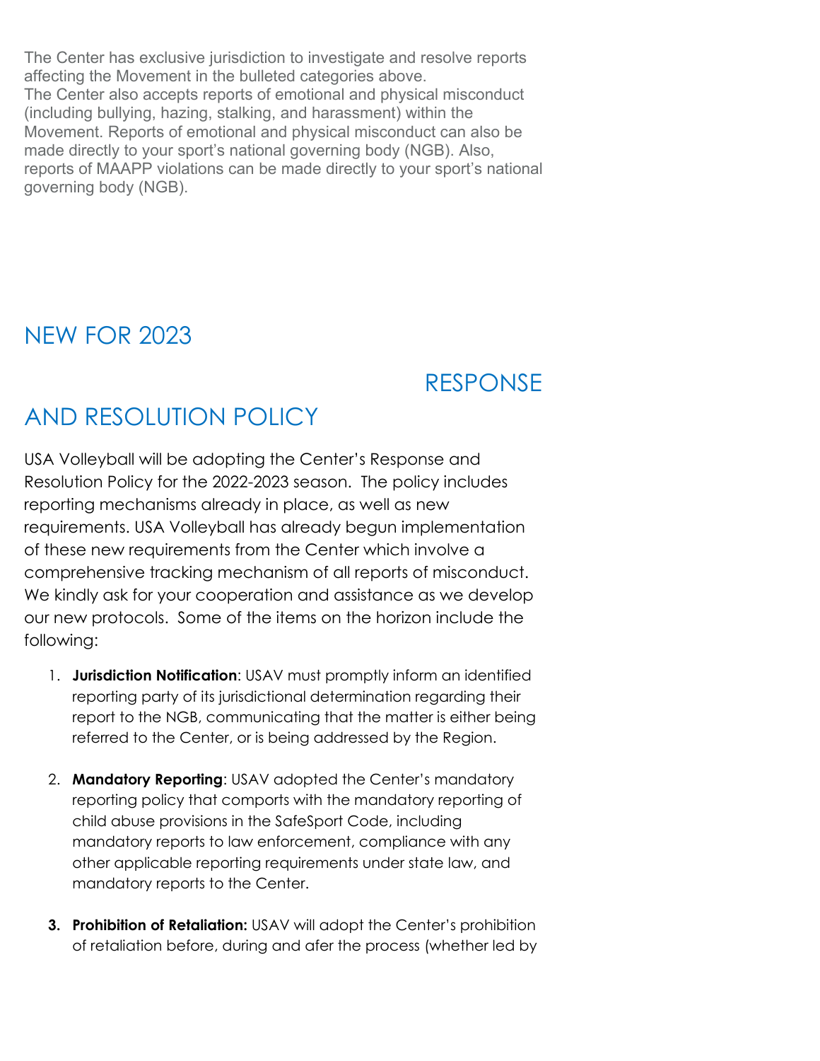The Center has exclusive jurisdiction to investigate and resolve reports affecting the Movement in the bulleted categories above.
The Center also accepts reports of emotional and physical misconduct (including bullying, hazing, stalking, and harassment) within the Movement. Reports of emotional and physical misconduct can also be made directly to your sport's national governing body (NGB). Also, reports of MAAPP violations can be made directly to your sport's national governing body (NGB).

## NEW FOR 2023 RESPONSE AND RESOLUTION POLICY

USA Volleyball will be adopting the Center's Response and Resolution Policy for the 2022-2023 season. The policy includes reporting mechanisms already in place, as well as new requirements. USA Volleyball has already begun implementation of these new requirements from the Center which involve a comprehensive tracking mechanism of all reports of misconduct. We kindly ask for your cooperation and assistance as we develop our new protocols. Some of the items on the horizon include the following:

1. **Jurisdiction Notification**: USAV must promptly inform an identified reporting party of its jurisdictional determination regarding their report to the NGB, communicating that the matter is either being referred to the Center, or is being addressed by the Region.

2. **Mandatory Reporting**: USAV adopted the Center's mandatory reporting policy that comports with the mandatory reporting of child abuse provisions in the SafeSport Code, including mandatory reports to law enforcement, compliance with any other applicable reporting requirements under state law, and mandatory reports to the Center.

3. **Prohibition of Retaliation:** USAV will adopt the Center's prohibition of retaliation before, during and afer the process (whether led by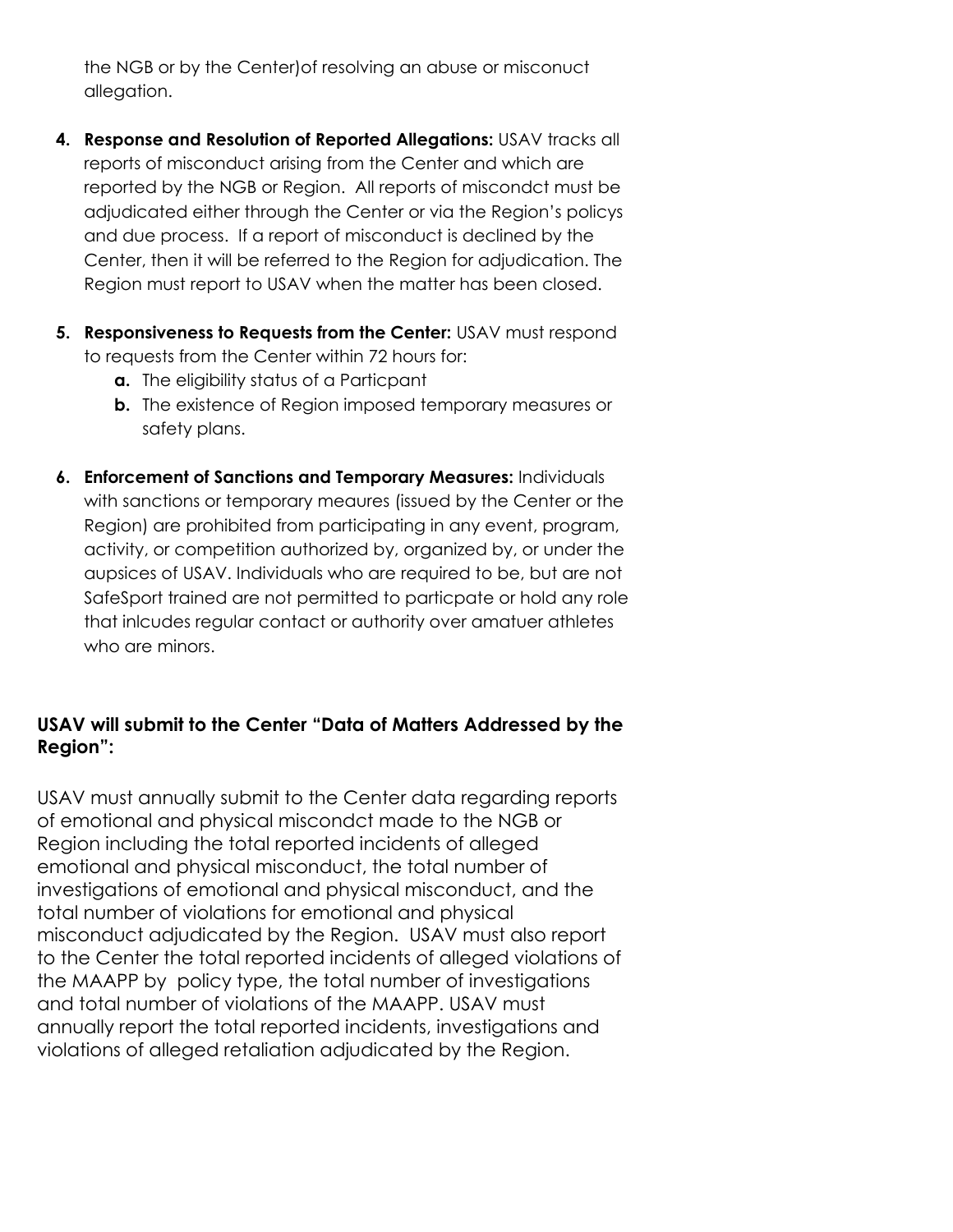the NGB or by the Center)of resolving an abuse or misconuct allegation.

4. **Response and Resolution of Reported Allegations:** USAV tracks all reports of misconduct arising from the Center and which are reported by the NGB or Region. All reports of miscondct must be adjudicated either through the Center or via the Region's policys and due process. If a report of misconduct is declined by the Center, then it will be referred to the Region for adjudication. The Region must report to USAV when the matter has been closed.

5. **Responsiveness to Requests from the Center:** USAV must respond to requests from the Center within 72 hours for:
   a. The eligibility status of a Particpant
   b. The existence of Region imposed temporary measures or safety plans.

6. **Enforcement of Sanctions and Temporary Measures:** Individuals with sanctions or temporary meaures (issued by the Center or the Region) are prohibited from participating in any event, program, activity, or competition authorized by, organized by, or under the aupsices of USAV. Individuals who are required to be, but are not SafeSport trained are not permitted to particpate or hold any role that inlcudes regular contact or authority over amatuer athletes who are minors.

**USAV will submit to the Center "Data of Matters Addressed by the Region":**

USAV must annually submit to the Center data regarding reports of emotional and physical miscondct made to the NGB or Region including the total reported incidents of alleged emotional and physical misconduct, the total number of investigations of emotional and physical misconduct, and the total number of violations for emotional and physical misconduct adjudicated by the Region. USAV must also report to the Center the total reported incidents of alleged violations of the MAAPP by policy type, the total number of investigations and total number of violations of the MAAPP. USAV must annually report the total reported incidents, investigations and violations of alleged retaliation adjudicated by the Region.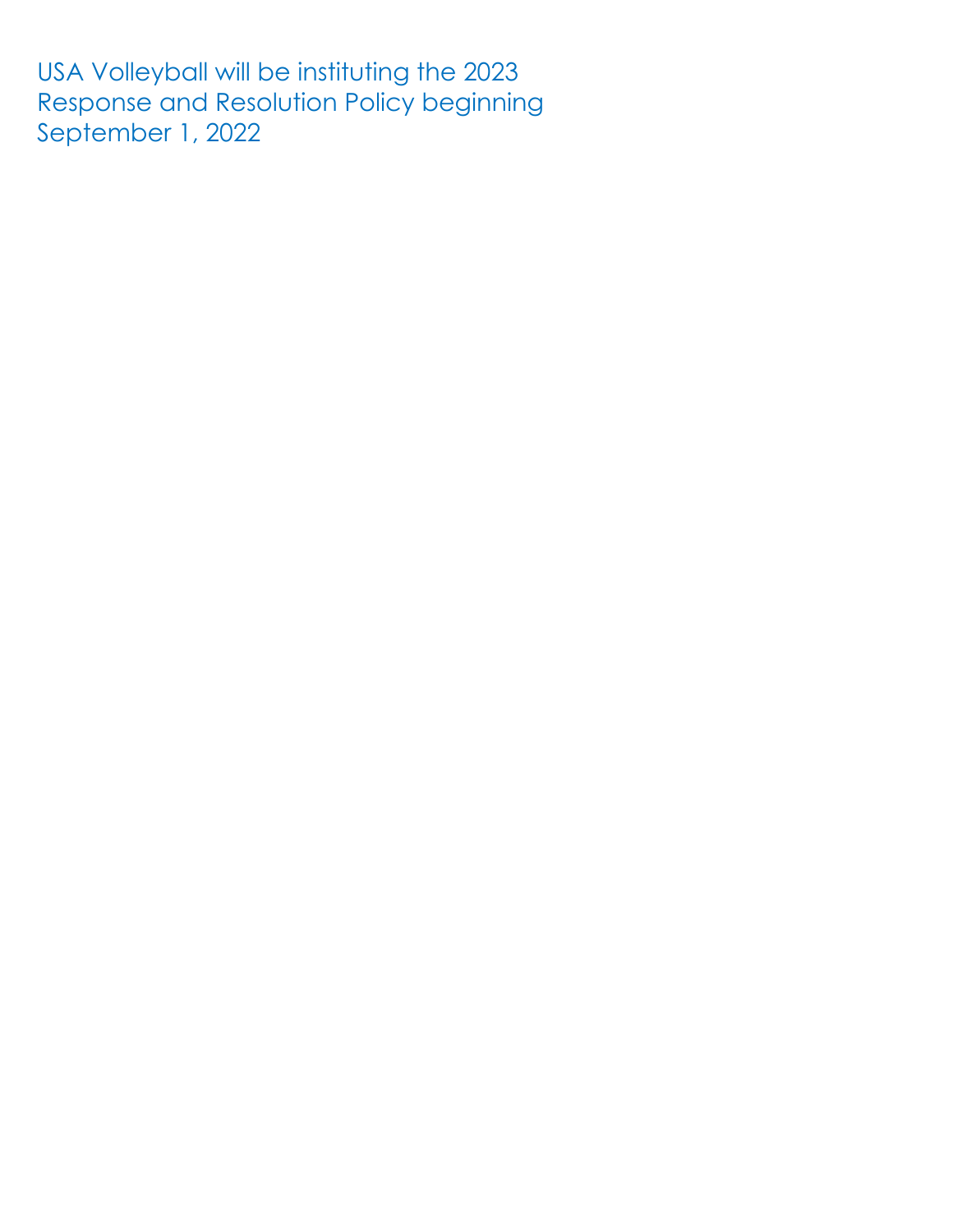USA Volleyball will be instituting the 2023 Response and Resolution Policy beginning September 1, 2022